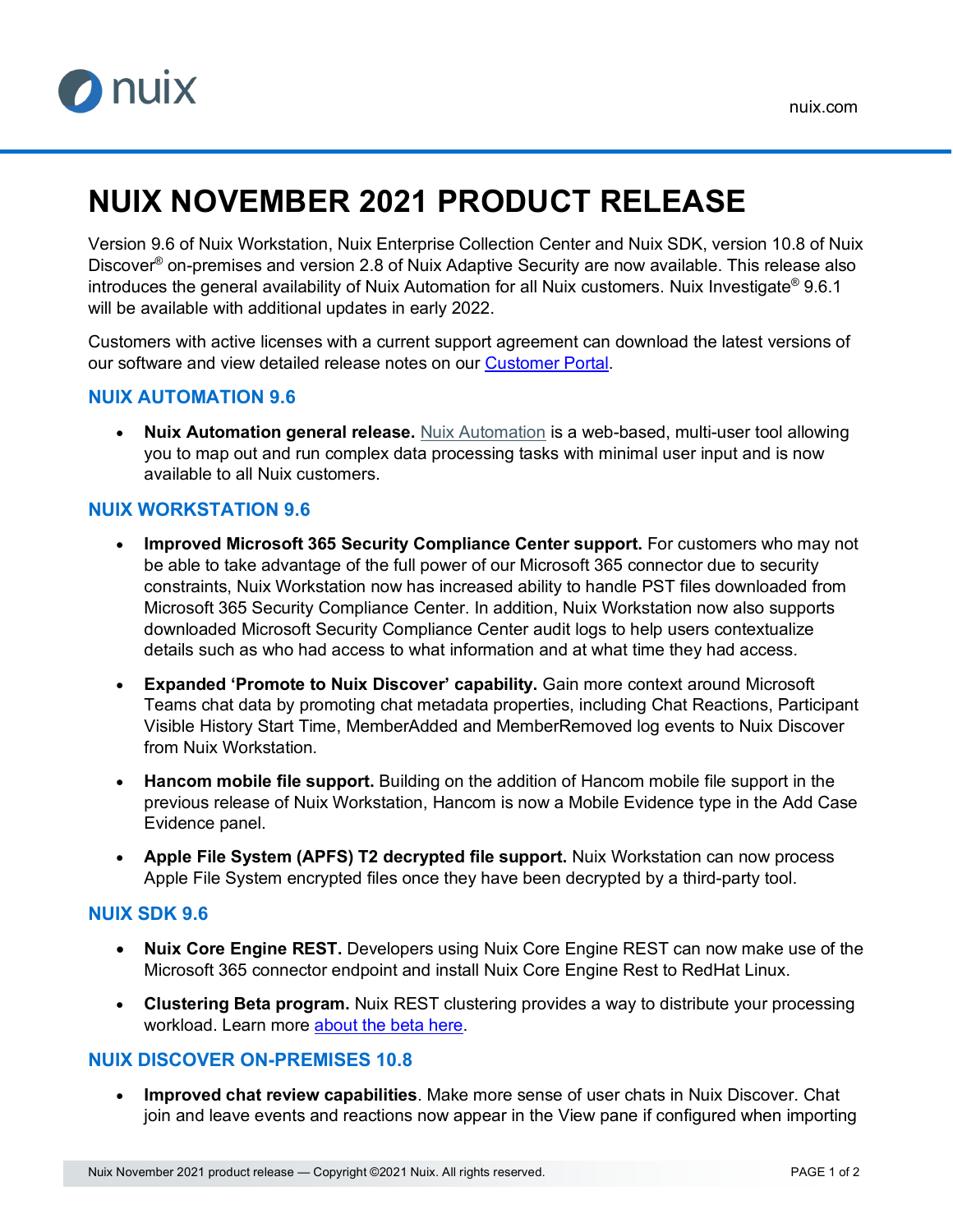# NUIX NOVEMBER 2021 PRODUCT RELEASE

Version 9.6 of Nuix Workstation, Nuix Enterprise Collection Center and Nuix SDK, version 10.8 of Nuix Discover® on-premises and version 2.8 of Nuix Adaptive Security are now available. This release also introduces the general availability of Nuix Automation for all Nuix customers. Nuix Investigate® 9.6.1 will be available with additional updates in early 2022.

Customers with active licenses with a current support agreement can download the latest versions of our software and view detailed release notes on our Customer Portal.

## NUIX AUTOMATION 9.6

- **Nuix Automation general release.** Nuix Automation is a web-based, multi-user tool allowing you to map out and run complex data processing tasks with minimal user input and is now available to all Nuix customers.

## NUIX WORKSTATION 9.6

- **Improved Microsoft 365 Security Compliance Center support.** For customers who may not be able to take advantage of the full power of our Microsoft 365 connector due to security constraints, Nuix Workstation now has increased ability to handle PST files downloaded from Microsoft 365 Security Compliance Center. In addition, Nuix Workstation now also supports downloaded Microsoft Security Compliance Center audit logs to help users contextualize details such as who had access to what information and at what time they had access.
- **Expanded 'Promote to Nuix Discover' capability.** Gain more context around Microsoft Teams chat data by promoting chat metadata properties, including Chat Reactions, Participant Visible History Start Time, MemberAdded and MemberRemoved log events to Nuix Discover from Nuix Workstation.
- **Hancom mobile file support.** Building on the addition of Hancom mobile file support in the previous release of Nuix Workstation, Hancom is now a Mobile Evidence type in the Add Case Evidence panel.
- **Apple File System (APFS) T2 decrypted file support.** Nuix Workstation can now process Apple File System encrypted files once they have been decrypted by a third-party tool.

## NUIX SDK 9.6

- **Nuix Core Engine REST.** Developers using Nuix Core Engine REST can now make use of the Microsoft 365 connector endpoint and install Nuix Core Engine Rest to RedHat Linux.
- **Clustering Beta program.** Nuix REST clustering provides a way to distribute your processing workload. Learn more about the beta here.

## NUIX DISCOVER ON-PREMISES 10.8

- **Improved chat review capabilities**. Make more sense of user chats in Nuix Discover. Chat join and leave events and reactions now appear in the View pane if configured when importing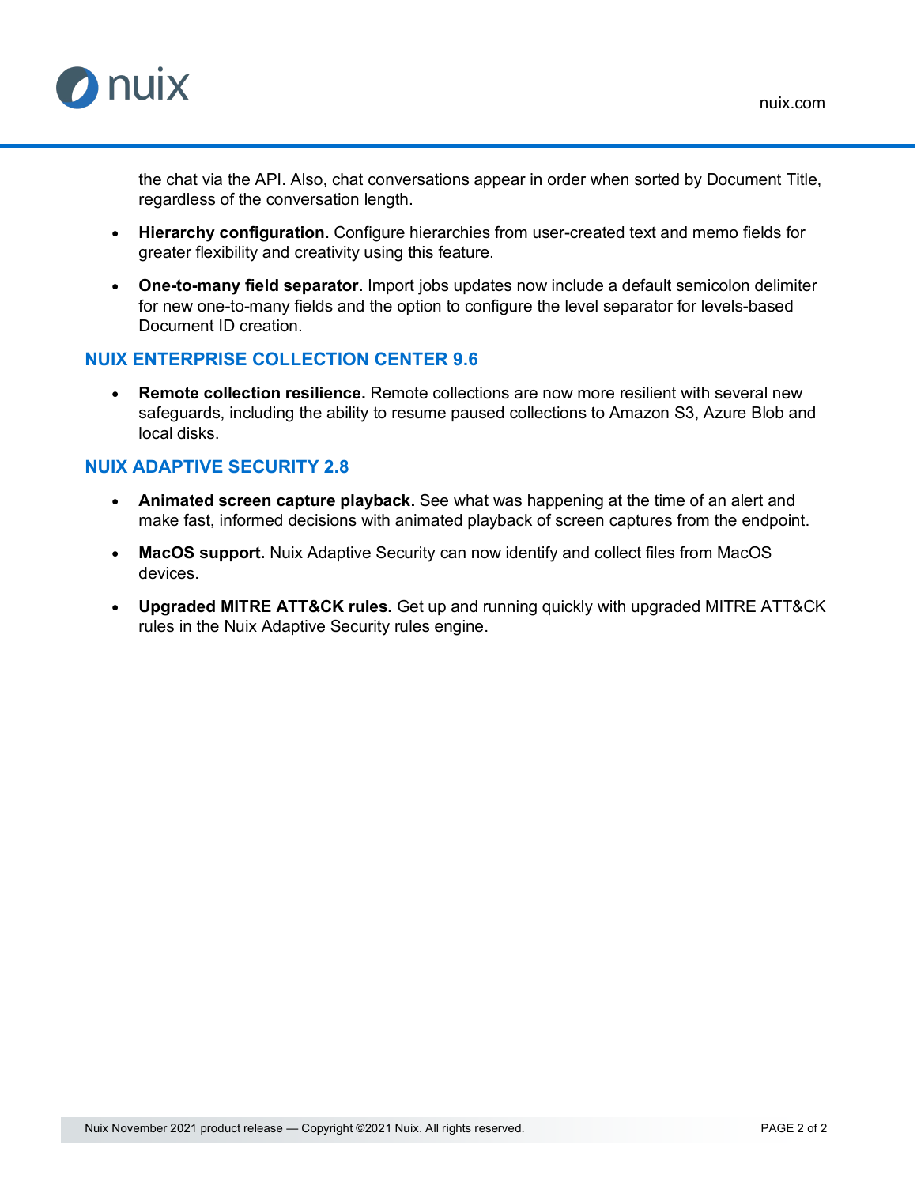the chat via the API. Also, chat conversations appear in order when sorted by Document Title, regardless of the conversation length.

- **Hierarchy configuration.** Configure hierarchies from user-created text and memo fields for greater flexibility and creativity using this feature.
- **One-to-many field separator.** Import jobs updates now include a default semicolon delimiter for new one-to-many fields and the option to configure the level separator for levels-based Document ID creation.

## NUIX ENTERPRISE COLLECTION CENTER 9.6

- **Remote collection resilience.** Remote collections are now more resilient with several new safeguards, including the ability to resume paused collections to Amazon S3, Azure Blob and local disks.

## NUIX ADAPTIVE SECURITY 2.8

- **Animated screen capture playback.** See what was happening at the time of an alert and make fast, informed decisions with animated playback of screen captures from the endpoint.
- **MacOS support.** Nuix Adaptive Security can now identify and collect files from MacOS devices.
- **Upgraded MITRE ATT&CK rules.** Get up and running quickly with upgraded MITRE ATT&CK rules in the Nuix Adaptive Security rules engine.